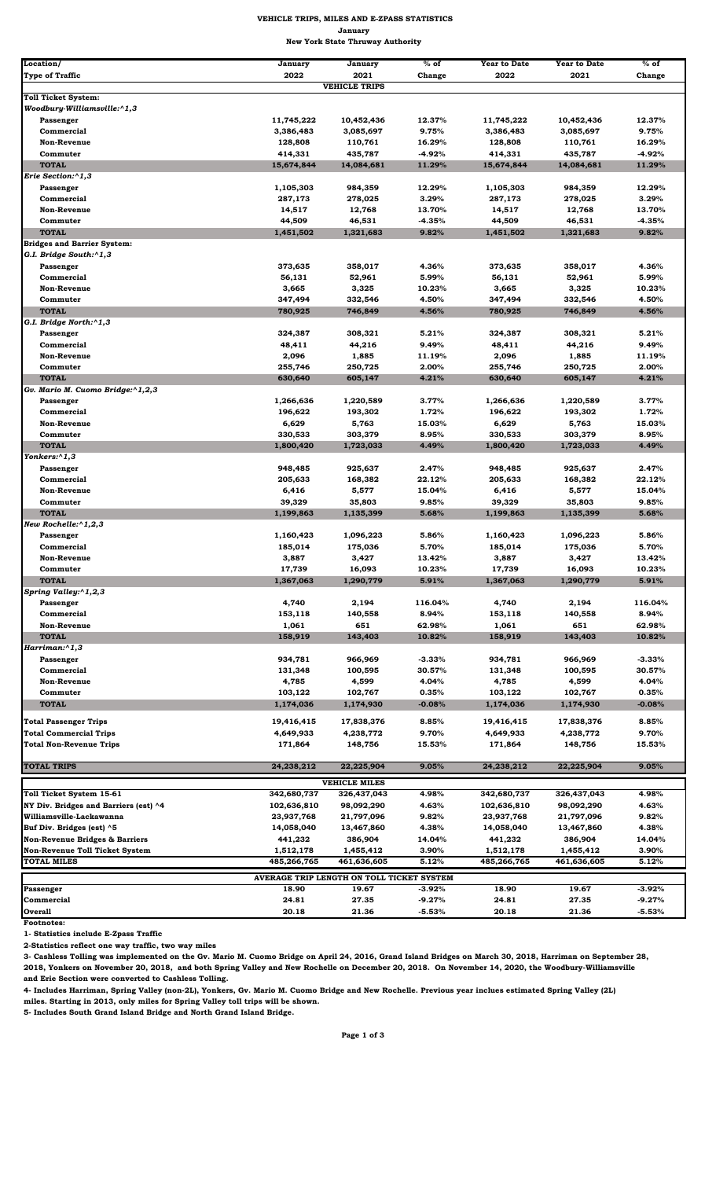# VEHICLE TRIPS, MILES AND E-ZPASS STATISTICS

**January**

**New York State Thruway Authority**

| Location/ Type of Traffic | January 2022 | January 2021 | % of Change | Year to Date 2022 | Year to Date 2021 | % of Change |
|---|---|---|---|---|---|---|
| | | **VEHICLE TRIPS** | | | | |
| **Toll Ticket System:** | | | | | | |
| ***Woodbury-Williamsville:^1,3*** | | | | | | |
| **Passenger** | 11,745,222 | 10,452,436 | 12.37% | 11,745,222 | 10,452,436 | 12.37% |
| **Commercial** | 3,386,483 | 3,085,697 | 9.75% | 3,386,483 | 3,085,697 | 9.75% |
| **Non-Revenue** | 128,808 | 110,761 | 16.29% | 128,808 | 110,761 | 16.29% |
| **Commuter** | 414,331 | 435,787 | -4.92% | 414,331 | 435,787 | -4.92% |
| **TOTAL** | 15,674,844 | 14,084,681 | 11.29% | 15,674,844 | 14,084,681 | 11.29% |
| ***Erie Section:^1,3*** | | | | | | |
| **Passenger** | 1,105,303 | 984,359 | 12.29% | 1,105,303 | 984,359 | 12.29% |
| **Commercial** | 287,173 | 278,025 | 3.29% | 287,173 | 278,025 | 3.29% |
| **Non-Revenue** | 14,517 | 12,768 | 13.70% | 14,517 | 12,768 | 13.70% |
| **Commuter** | 44,509 | 46,531 | -4.35% | 44,509 | 46,531 | -4.35% |
| **TOTAL** | 1,451,502 | 1,321,683 | 9.82% | 1,451,502 | 1,321,683 | 9.82% |
| **Bridges and Barrier System:** | | | | | | |
| ***G.I. Bridge South:^1,3*** | | | | | | |
| **Passenger** | 373,635 | 358,017 | 4.36% | 373,635 | 358,017 | 4.36% |
| **Commercial** | 56,131 | 52,961 | 5.99% | 56,131 | 52,961 | 5.99% |
| **Non-Revenue** | 3,665 | 3,325 | 10.23% | 3,665 | 3,325 | 10.23% |
| **Commuter** | 347,494 | 332,546 | 4.50% | 347,494 | 332,546 | 4.50% |
| **TOTAL** | 780,925 | 746,849 | 4.56% | 780,925 | 746,849 | 4.56% |
| ***G.I. Bridge North:^1,3*** | | | | | | |
| **Passenger** | 324,387 | 308,321 | 5.21% | 324,387 | 308,321 | 5.21% |
| **Commercial** | 48,411 | 44,216 | 9.49% | 48,411 | 44,216 | 9.49% |
| **Non-Revenue** | 2,096 | 1,885 | 11.19% | 2,096 | 1,885 | 11.19% |
| **Commuter** | 255,746 | 250,725 | 2.00% | 255,746 | 250,725 | 2.00% |
| **TOTAL** | 630,640 | 605,147 | 4.21% | 630,640 | 605,147 | 4.21% |
| ***Gv. Mario M. Cuomo Bridge:^1,2,3*** | | | | | | |
| **Passenger** | 1,266,636 | 1,220,589 | 3.77% | 1,266,636 | 1,220,589 | 3.77% |
| **Commercial** | 196,622 | 193,302 | 1.72% | 196,622 | 193,302 | 1.72% |
| **Non-Revenue** | 6,629 | 5,763 | 15.03% | 6,629 | 5,763 | 15.03% |
| **Commuter** | 330,533 | 303,379 | 8.95% | 330,533 | 303,379 | 8.95% |
| **TOTAL** | 1,800,420 | 1,723,033 | 4.49% | 1,800,420 | 1,723,033 | 4.49% |
| ***Yonkers:^1,3*** | | | | | | |
| **Passenger** | 948,485 | 925,637 | 2.47% | 948,485 | 925,637 | 2.47% |
| **Commercial** | 205,633 | 168,382 | 22.12% | 205,633 | 168,382 | 22.12% |
| **Non-Revenue** | 6,416 | 5,577 | 15.04% | 6,416 | 5,577 | 15.04% |
| **Commuter** | 39,329 | 35,803 | 9.85% | 39,329 | 35,803 | 9.85% |
| **TOTAL** | 1,199,863 | 1,135,399 | 5.68% | 1,199,863 | 1,135,399 | 5.68% |
| ***New Rochelle:^1,2,3*** | | | | | | |
| **Passenger** | 1,160,423 | 1,096,223 | 5.86% | 1,160,423 | 1,096,223 | 5.86% |
| **Commercial** | 185,014 | 175,036 | 5.70% | 185,014 | 175,036 | 5.70% |
| **Non-Revenue** | 3,887 | 3,427 | 13.42% | 3,887 | 3,427 | 13.42% |
| **Commuter** | 17,739 | 16,093 | 10.23% | 17,739 | 16,093 | 10.23% |
| **TOTAL** | 1,367,063 | 1,290,779 | 5.91% | 1,367,063 | 1,290,779 | 5.91% |
| ***Spring Valley:^1,2,3*** | | | | | | |
| **Passenger** | 4,740 | 2,194 | 116.04% | 4,740 | 2,194 | 116.04% |
| **Commercial** | 153,118 | 140,558 | 8.94% | 153,118 | 140,558 | 8.94% |
| **Non-Revenue** | 1,061 | 651 | 62.98% | 1,061 | 651 | 62.98% |
| **TOTAL** | 158,919 | 143,403 | 10.82% | 158,919 | 143,403 | 10.82% |
| ***Harriman:^1,3*** | | | | | | |
| **Passenger** | 934,781 | 966,969 | -3.33% | 934,781 | 966,969 | -3.33% |
| **Commercial** | 131,348 | 100,595 | 30.57% | 131,348 | 100,595 | 30.57% |
| **Non-Revenue** | 4,785 | 4,599 | 4.04% | 4,785 | 4,599 | 4.04% |
| **Commuter** | 103,122 | 102,767 | 0.35% | 103,122 | 102,767 | 0.35% |
| **TOTAL** | 1,174,036 | 1,174,930 | -0.08% | 1,174,036 | 1,174,930 | -0.08% |
| **Total Passenger Trips** | 19,416,415 | 17,838,376 | 8.85% | 19,416,415 | 17,838,376 | 8.85% |
| **Total Commercial Trips** | 4,649,933 | 4,238,772 | 9.70% | 4,649,933 | 4,238,772 | 9.70% |
| **Total Non-Revenue Trips** | 171,864 | 148,756 | 15.53% | 171,864 | 148,756 | 15.53% |
| **TOTAL TRIPS** | 24,238,212 | 22,225,904 | 9.05% | 24,238,212 | 22,225,904 | 9.05% |
| | | **VEHICLE MILES** | | | | |
| **Toll Ticket System 15-61** | 342,680,737 | 326,437,043 | 4.98% | 342,680,737 | 326,437,043 | 4.98% |
| **NY Div. Bridges and Barriers (est) ^4** | 102,636,810 | 98,092,290 | 4.63% | 102,636,810 | 98,092,290 | 4.63% |
| **Williamsville-Lackawanna** | 23,937,768 | 21,797,096 | 9.82% | 23,937,768 | 21,797,096 | 9.82% |
| **Buf Div. Bridges (est) ^5** | 14,058,040 | 13,467,860 | 4.38% | 14,058,040 | 13,467,860 | 4.38% |
| **Non-Revenue Bridges & Barriers** | 441,232 | 386,904 | 14.04% | 441,232 | 386,904 | 14.04% |
| **Non-Revenue Toll Ticket System** | 1,512,178 | 1,455,412 | 3.90% | 1,512,178 | 1,455,412 | 3.90% |
| **TOTAL MILES** | 485,266,765 | 461,636,605 | 5.12% | 485,266,765 | 461,636,605 | 5.12% |
| | | **AVERAGE TRIP LENGTH ON TOLL TICKET SYSTEM** | | | | |
| **Passenger** | 18.90 | 19.67 | -3.92% | 18.90 | 19.67 | -3.92% |
| **Commercial** | 24.81 | 27.35 | -9.27% | 24.81 | 27.35 | -9.27% |
| **Overall** | 20.18 | 21.36 | -5.53% | 20.18 | 21.36 | -5.53% |

**Footnotes:**

**1- Statistics include E-Zpass Traffic**

**2-Statistics reflect one way traffic, two way miles**

**3- Cashless Tolling was implemented on the Gv. Mario M. Cuomo Bridge on April 24, 2016, Grand Island Bridges on March 30, 2018, Harriman on September 28, 2018, Yonkers on November 20, 2018, and both Spring Valley and New Rochelle on December 20, 2018. On November 14, 2020, the Woodbury-Williamsville and Erie Section were converted to Cashless Tolling.**

**4- Includes Harriman, Spring Valley (non-2L), Yonkers, Gv. Mario M. Cuomo Bridge and New Rochelle. Previous year inclues estimated Spring Valley (2L) miles. Starting in 2013, only miles for Spring Valley toll trips will be shown.**

**5- Includes South Grand Island Bridge and North Grand Island Bridge.**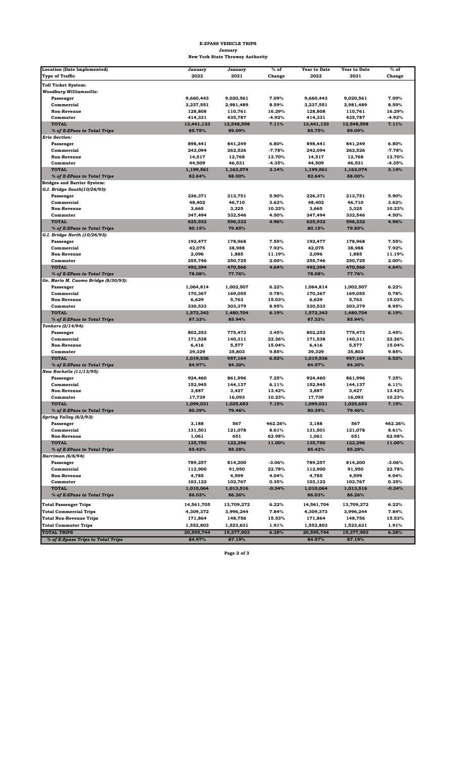**E-ZPASS VEHICLE TRIPS**
**January**
**New York State Thruway Authority**

| Location (Date Implemented)<br>Type of Traffic | January 2022 | January 2021 | % of Change | Year to Date 2022 | Year to Date 2021 | % of Change |
|---|---|---|---|---|---|---|
| **Toll Ticket System:** | | | | | | |
| ***Woodbury-Williamsville:*** | | | | | | |
| Passenger | 9,660,443 | 9,020,561 | 7.09% | 9,660,443 | 9,020,561 | 7.09% |
| Commercial | 3,237,551 | 2,981,489 | 8.59% | 3,237,551 | 2,981,489 | 8.59% |
| Non-Revenue | 128,808 | 110,761 | 16.29% | 128,808 | 110,761 | 16.29% |
| Commuter | 414,331 | 435,787 | -4.92% | 414,331 | 435,787 | -4.92% |
| **TOTAL** | 13,441,133 | 12,548,598 | 7.11% | 13,441,133 | 12,548,598 | 7.11% |
| *% of E-ZPass to Total Trips* | 85.75% | 89.09% | | 85.75% | 89.09% | |
| ***Erie Section:*** | | | | | | |
| Passenger | 898,441 | 841,249 | 6.80% | 898,441 | 841,249 | 6.80% |
| Commercial | 242,094 | 262,526 | -7.78% | 242,094 | 262,526 | -7.78% |
| Non-Revenue | 14,517 | 12,768 | 13.70% | 14,517 | 12,768 | 13.70% |
| Commuter | 44,509 | 46,531 | -4.35% | 44,509 | 46,531 | -4.35% |
| **TOTAL** | 1,199,561 | 1,163,074 | 3.14% | 1,199,561 | 1,163,074 | 3.14% |
| *% of E-ZPass to Total Trips* | 82.64% | 88.00% | | 82.64% | 88.00% | |
| **Bridges and Barrier System:** | | | | | | |
| ***G.I. Bridge South(10/26/93):*** | | | | | | |
| Passenger | 226,371 | 213,751 | 5.90% | 226,371 | 213,751 | 5.90% |
| Commercial | 48,402 | 46,710 | 3.62% | 48,402 | 46,710 | 3.62% |
| Non-Revenue | 3,665 | 3,325 | 10.23% | 3,665 | 3,325 | 10.23% |
| Commuter | 347,494 | 332,546 | 4.50% | 347,494 | 332,546 | 4.50% |
| **TOTAL** | 625,932 | 596,332 | 4.96% | 625,932 | 596,332 | 4.96% |
| *% of E-ZPass to Total Trips* | 80.15% | 79.85% | | 80.15% | 79.85% | |
| ***G.I. Bridge North (10/26/93):*** | | | | | | |
| Passenger | 192,477 | 178,968 | 7.55% | 192,477 | 178,968 | 7.55% |
| Commercial | 42,075 | 38,988 | 7.92% | 42,075 | 38,988 | 7.92% |
| Non-Revenue | 2,096 | 1,885 | 11.19% | 2,096 | 1,885 | 11.19% |
| Commuter | 255,746 | 250,725 | 2.00% | 255,746 | 250,725 | 2.00% |
| **TOTAL** | 492,394 | 470,566 | 4.64% | 492,394 | 470,566 | 4.64% |
| *% of E-ZPass to Total Trips* | 78.08% | 77.76% | | 78.08% | 77.76% | |
| ***Gv. Mario M. Cuomo Bridge (8/30/93):*** | | | | | | |
| Passenger | 1,064,814 | 1,002,507 | 6.22% | 1,064,814 | 1,002,507 | 6.22% |
| Commercial | 170,367 | 169,055 | 0.78% | 170,367 | 169,055 | 0.78% |
| Non-Revenue | 6,629 | 5,763 | 15.03% | 6,629 | 5,763 | 15.03% |
| Commuter | 330,533 | 303,379 | 8.95% | 330,533 | 303,379 | 8.95% |
| **TOTAL** | 1,572,343 | 1,480,704 | 6.19% | 1,572,343 | 1,480,704 | 6.19% |
| *% of E-ZPass to Total Trips* | 87.33% | 85.94% | | 87.33% | 85.94% | |
| ***Yonkers (2/14/94):*** | | | | | | |
| Passenger | 802,253 | 775,473 | 3.45% | 802,253 | 775,473 | 3.45% |
| Commercial | 171,538 | 140,311 | 22.26% | 171,538 | 140,311 | 22.26% |
| Non-Revenue | 6,416 | 5,577 | 15.04% | 6,416 | 5,577 | 15.04% |
| Commuter | 39,329 | 35,803 | 9.85% | 39,329 | 35,803 | 9.85% |
| **TOTAL** | 1,019,536 | 957,164 | 6.52% | 1,019,536 | 957,164 | 6.52% |
| *% of E-ZPass to Total Trips* | 84.97% | 84.30% | | 84.97% | 84.30% | |
| ***New Rochelle (11/13/95):*** | | | | | | |
| Passenger | 924,460 | 861,996 | 7.25% | 924,460 | 861,996 | 7.25% |
| Commercial | 152,945 | 144,137 | 6.11% | 152,945 | 144,137 | 6.11% |
| Non-Revenue | 3,887 | 3,427 | 13.42% | 3,887 | 3,427 | 13.42% |
| Commuter | 17,739 | 16,093 | 10.23% | 17,739 | 16,093 | 10.23% |
| **TOTAL** | 1,099,031 | 1,025,653 | 7.15% | 1,099,031 | 1,025,653 | 7.15% |
| *% of E-ZPass to Total Trips* | 80.39% | 79.46% | | 80.39% | 79.46% | |
| ***Spring Valley (8/2/93):*** | | | | | | |
| Passenger | 3,188 | 567 | 462.26% | 3,188 | 567 | 462.26% |
| Commercial | 131,501 | 121,078 | 8.61% | 131,501 | 121,078 | 8.61% |
| Non-Revenue | 1,061 | 651 | 62.98% | 1,061 | 651 | 62.98% |
| **TOTAL** | 135,750 | 122,296 | 11.00% | 135,750 | 122,296 | 11.00% |
| *% of E-ZPass to Total Trips* | 85.42% | 85.28% | | 85.42% | 85.28% | |
| ***Harriman (6/6/94):*** | | | | | | |
| Passenger | 789,257 | 814,200 | -3.06% | 789,257 | 814,200 | -3.06% |
| Commercial | 112,900 | 91,950 | 22.78% | 112,900 | 91,950 | 22.78% |
| Non-Revenue | 4,785 | 4,599 | 4.04% | 4,785 | 4,599 | 4.04% |
| Commuter | 103,122 | 102,767 | 0.35% | 103,122 | 102,767 | 0.35% |
| **TOTAL** | 1,010,064 | 1,013,516 | -0.34% | 1,010,064 | 1,013,516 | -0.34% |
| *% of E-ZPass to Total Trips* | 86.03% | 86.26% | | 86.03% | 86.26% | |
| **Total Passenger Trips** | 14,561,705 | 13,709,272 | 6.22% | 14,561,704 | 13,709,272 | 6.22% |
| **Total Commercial Trips** | 4,309,372 | 3,996,244 | 7.84% | 4,309,373 | 3,996,244 | 7.84% |
| **Total Non-Revenue Trips** | 171,864 | 148,756 | 15.53% | 171,864 | 148,756 | 15.53% |
| **Total Commuter Trips** | 1,552,803 | 1,523,631 | 1.91% | 1,552,803 | 1,523,631 | 1.91% |
| **TOTAL TRIPS** | 20,595,744 | 19,377,903 | 6.28% | 20,595,744 | 19,377,903 | 6.28% |
| *% of E-Zpass Trips to Total Trips* | 84.97% | 87.19% | | 84.97% | 87.19% | |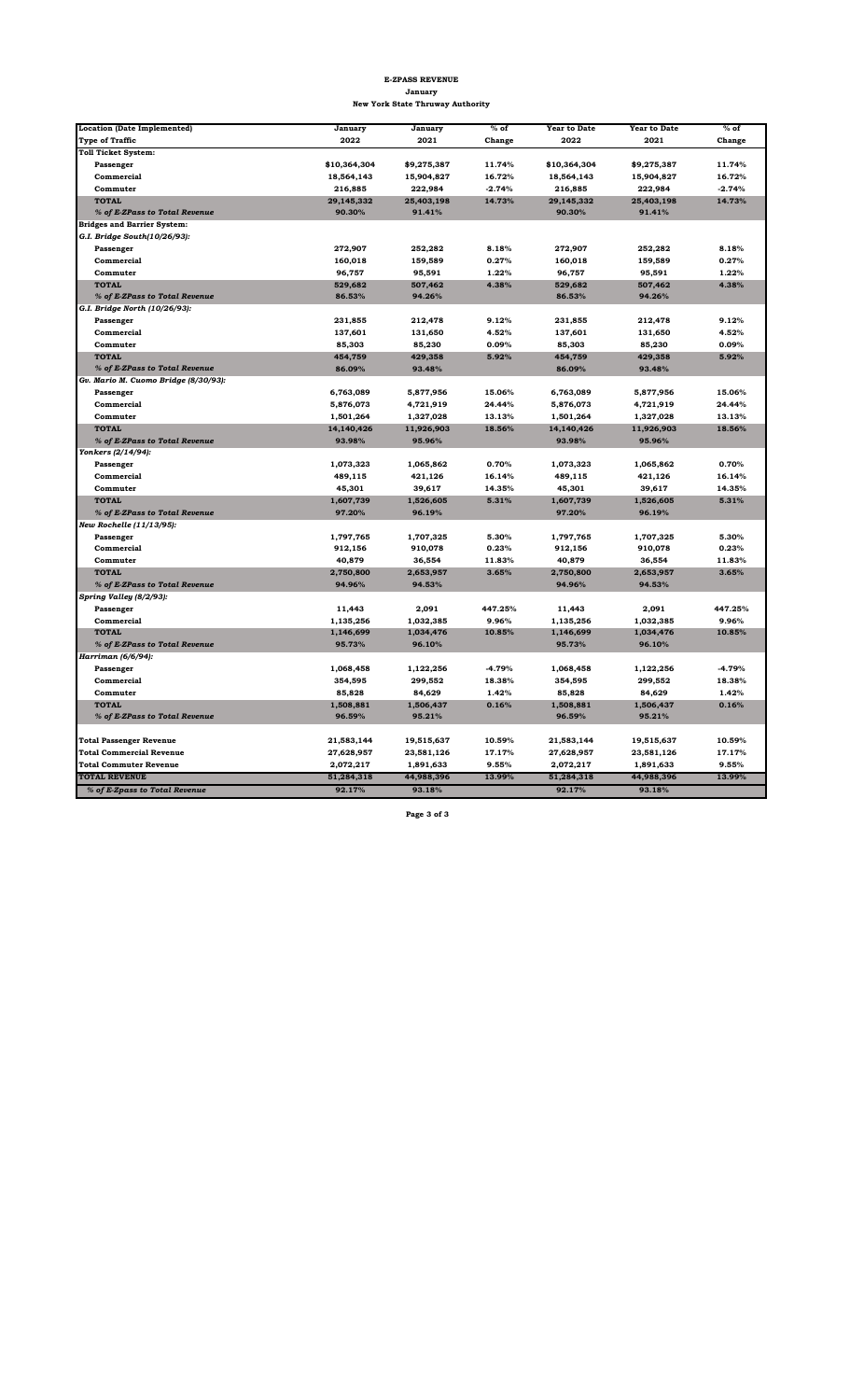**E-ZPASS REVENUE**
**January**
**New York State Thruway Authority**

| Location (Date Implemented) / Type of Traffic | January 2022 | January 2021 | % of Change | Year to Date 2022 | Year to Date 2021 | % of Change |
|---|---|---|---|---|---|---|
| **Toll Ticket System:** | | | | | | |
| Passenger | $10,364,304 | $9,275,387 | 11.74% | $10,364,304 | $9,275,387 | 11.74% |
| Commercial | 18,564,143 | 15,904,827 | 16.72% | 18,564,143 | 15,904,827 | 16.72% |
| Commuter | 216,885 | 222,984 | -2.74% | 216,885 | 222,984 | -2.74% |
| **TOTAL** | 29,145,332 | 25,403,198 | 14.73% | 29,145,332 | 25,403,198 | 14.73% |
| *% of E-ZPass to Total Revenue* | 90.30% | 91.41% | | 90.30% | 91.41% | |
| **Bridges and Barrier System:** | | | | | | |
| *G.I. Bridge South(10/26/93):* | | | | | | |
| Passenger | 272,907 | 252,282 | 8.18% | 272,907 | 252,282 | 8.18% |
| Commercial | 160,018 | 159,589 | 0.27% | 160,018 | 159,589 | 0.27% |
| Commuter | 96,757 | 95,591 | 1.22% | 96,757 | 95,591 | 1.22% |
| **TOTAL** | 529,682 | 507,462 | 4.38% | 529,682 | 507,462 | 4.38% |
| *% of E-ZPass to Total Revenue* | 86.53% | 94.26% | | 86.53% | 94.26% | |
| *G.I. Bridge North (10/26/93):* | | | | | | |
| Passenger | 231,855 | 212,478 | 9.12% | 231,855 | 212,478 | 9.12% |
| Commercial | 137,601 | 131,650 | 4.52% | 137,601 | 131,650 | 4.52% |
| Commuter | 85,303 | 85,230 | 0.09% | 85,303 | 85,230 | 0.09% |
| **TOTAL** | 454,759 | 429,358 | 5.92% | 454,759 | 429,358 | 5.92% |
| *% of E-ZPass to Total Revenue* | 86.09% | 93.48% | | 86.09% | 93.48% | |
| *Gv. Mario M. Cuomo Bridge (8/30/93):* | | | | | | |
| Passenger | 6,763,089 | 5,877,956 | 15.06% | 6,763,089 | 5,877,956 | 15.06% |
| Commercial | 5,876,073 | 4,721,919 | 24.44% | 5,876,073 | 4,721,919 | 24.44% |
| Commuter | 1,501,264 | 1,327,028 | 13.13% | 1,501,264 | 1,327,028 | 13.13% |
| **TOTAL** | 14,140,426 | 11,926,903 | 18.56% | 14,140,426 | 11,926,903 | 18.56% |
| *% of E-ZPass to Total Revenue* | 93.98% | 95.96% | | 93.98% | 95.96% | |
| *Yonkers (2/14/94):* | | | | | | |
| Passenger | 1,073,323 | 1,065,862 | 0.70% | 1,073,323 | 1,065,862 | 0.70% |
| Commercial | 489,115 | 421,126 | 16.14% | 489,115 | 421,126 | 16.14% |
| Commuter | 45,301 | 39,617 | 14.35% | 45,301 | 39,617 | 14.35% |
| **TOTAL** | 1,607,739 | 1,526,605 | 5.31% | 1,607,739 | 1,526,605 | 5.31% |
| *% of E-ZPass to Total Revenue* | 97.20% | 96.19% | | 97.20% | 96.19% | |
| *New Rochelle (11/13/95):* | | | | | | |
| Passenger | 1,797,765 | 1,707,325 | 5.30% | 1,797,765 | 1,707,325 | 5.30% |
| Commercial | 912,156 | 910,078 | 0.23% | 912,156 | 910,078 | 0.23% |
| Commuter | 40,879 | 36,554 | 11.83% | 40,879 | 36,554 | 11.83% |
| **TOTAL** | 2,750,800 | 2,653,957 | 3.65% | 2,750,800 | 2,653,957 | 3.65% |
| *% of E-ZPass to Total Revenue* | 94.96% | 94.53% | | 94.96% | 94.53% | |
| *Spring Valley (8/2/93):* | | | | | | |
| Passenger | 11,443 | 2,091 | 447.25% | 11,443 | 2,091 | 447.25% |
| Commercial | 1,135,256 | 1,032,385 | 9.96% | 1,135,256 | 1,032,385 | 9.96% |
| **TOTAL** | 1,146,699 | 1,034,476 | 10.85% | 1,146,699 | 1,034,476 | 10.85% |
| *% of E-ZPass to Total Revenue* | 95.73% | 96.10% | | 95.73% | 96.10% | |
| *Harriman (6/6/94):* | | | | | | |
| Passenger | 1,068,458 | 1,122,256 | -4.79% | 1,068,458 | 1,122,256 | -4.79% |
| Commercial | 354,595 | 299,552 | 18.38% | 354,595 | 299,552 | 18.38% |
| Commuter | 85,828 | 84,629 | 1.42% | 85,828 | 84,629 | 1.42% |
| **TOTAL** | 1,508,881 | 1,506,437 | 0.16% | 1,508,881 | 1,506,437 | 0.16% |
| *% of E-ZPass to Total Revenue* | 96.59% | 95.21% | | 96.59% | 95.21% | |
| | | | | | | |
| Total Passenger Revenue | 21,583,144 | 19,515,637 | 10.59% | 21,583,144 | 19,515,637 | 10.59% |
| Total Commercial Revenue | 27,628,957 | 23,581,126 | 17.17% | 27,628,957 | 23,581,126 | 17.17% |
| Total Commuter Revenue | 2,072,217 | 1,891,633 | 9.55% | 2,072,217 | 1,891,633 | 9.55% |
| **TOTAL REVENUE** | 51,284,318 | 44,988,396 | 13.99% | 51,284,318 | 44,988,396 | 13.99% |
| *% of E-Zpass to Total Revenue* | 92.17% | 93.18% | | 92.17% | 93.18% | |